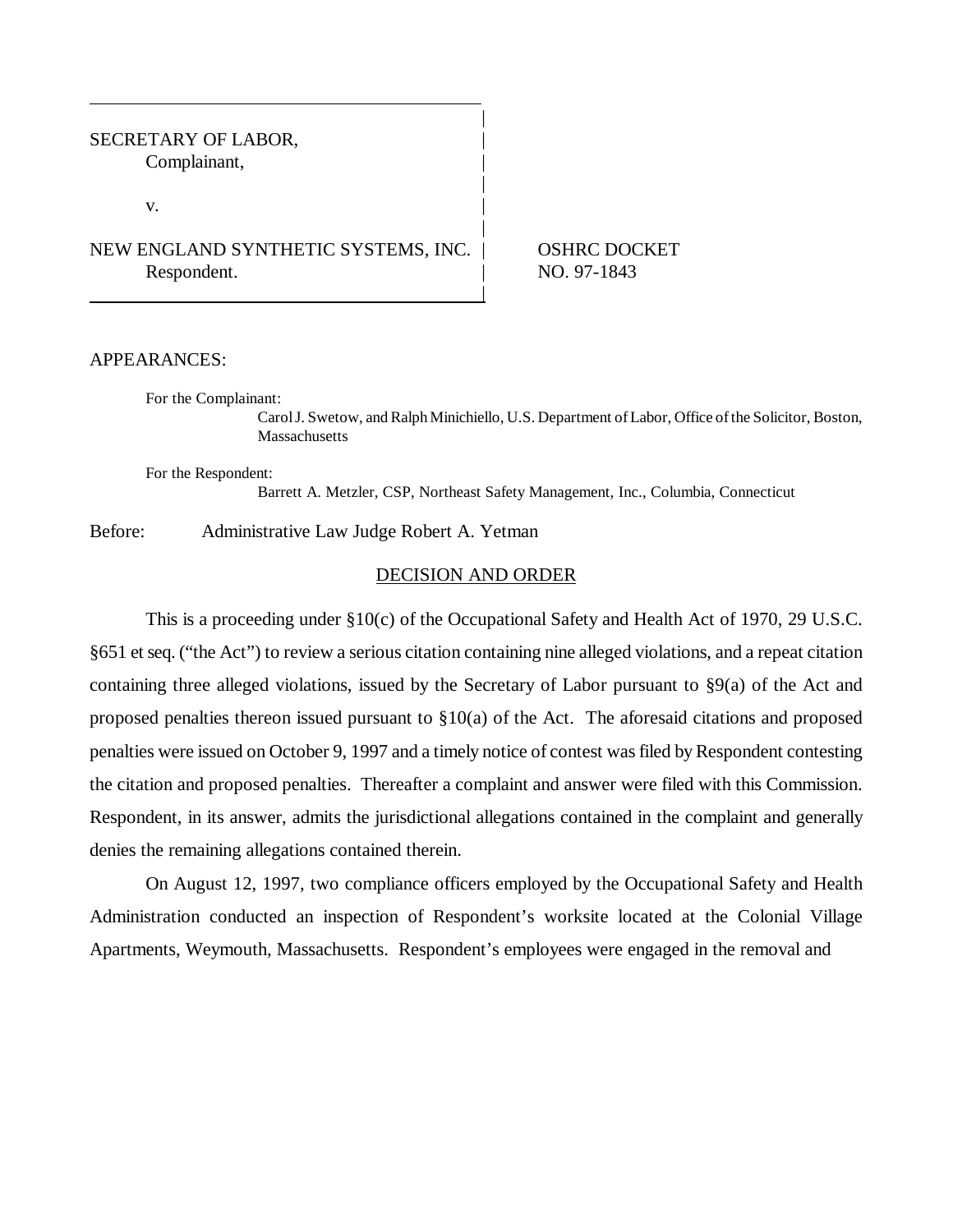SECRETARY OF LABOR,
Complainant,

v.

NEW ENGLAND SYNTHETIC SYSTEMS, INC.
Respondent.

OSHRC DOCKET NO. 97-1843

APPEARANCES:

For the Complainant:
Carol J. Swetow, and Ralph Minichiello, U.S. Department of Labor, Office of the Solicitor, Boston, Massachusetts

For the Respondent:
Barrett A. Metzler, CSP, Northeast Safety Management, Inc., Columbia, Connecticut

Before: Administrative Law Judge Robert A. Yetman

## DECISION AND ORDER

This is a proceeding under §10(c) of the Occupational Safety and Health Act of 1970, 29 U.S.C. §651 et seq. ("the Act") to review a serious citation containing nine alleged violations, and a repeat citation containing three alleged violations, issued by the Secretary of Labor pursuant to §9(a) of the Act and proposed penalties thereon issued pursuant to §10(a) of the Act. The aforesaid citations and proposed penalties were issued on October 9, 1997 and a timely notice of contest was filed by Respondent contesting the citation and proposed penalties. Thereafter a complaint and answer were filed with this Commission. Respondent, in its answer, admits the jurisdictional allegations contained in the complaint and generally denies the remaining allegations contained therein.

On August 12, 1997, two compliance officers employed by the Occupational Safety and Health Administration conducted an inspection of Respondent's worksite located at the Colonial Village Apartments, Weymouth, Massachusetts. Respondent's employees were engaged in the removal and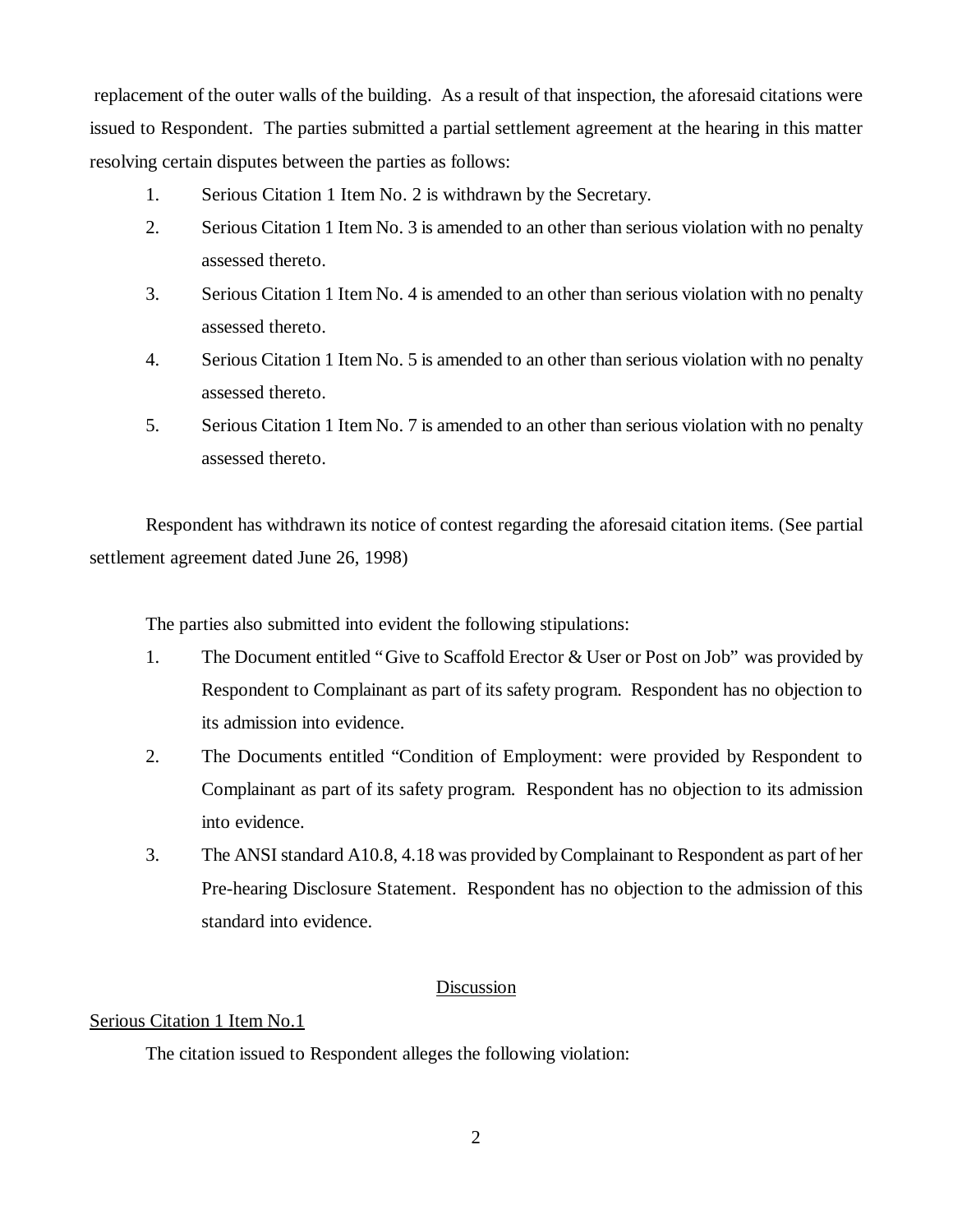replacement of the outer walls of the building. As a result of that inspection, the aforesaid citations were issued to Respondent. The parties submitted a partial settlement agreement at the hearing in this matter resolving certain disputes between the parties as follows:

1. Serious Citation 1 Item No. 2 is withdrawn by the Secretary.
2. Serious Citation 1 Item No. 3 is amended to an other than serious violation with no penalty assessed thereto.
3. Serious Citation 1 Item No. 4 is amended to an other than serious violation with no penalty assessed thereto.
4. Serious Citation 1 Item No. 5 is amended to an other than serious violation with no penalty assessed thereto.
5. Serious Citation 1 Item No. 7 is amended to an other than serious violation with no penalty assessed thereto.

Respondent has withdrawn its notice of contest regarding the aforesaid citation items. (See partial settlement agreement dated June 26, 1998)

The parties also submitted into evident the following stipulations:

1. The Document entitled "Give to Scaffold Erector & User or Post on Job" was provided by Respondent to Complainant as part of its safety program. Respondent has no objection to its admission into evidence.
2. The Documents entitled "Condition of Employment: were provided by Respondent to Complainant as part of its safety program. Respondent has no objection to its admission into evidence.
3. The ANSI standard A10.8, 4.18 was provided by Complainant to Respondent as part of her Pre-hearing Disclosure Statement. Respondent has no objection to the admission of this standard into evidence.

## Discussion

### Serious Citation 1 Item No.1

The citation issued to Respondent alleges the following violation: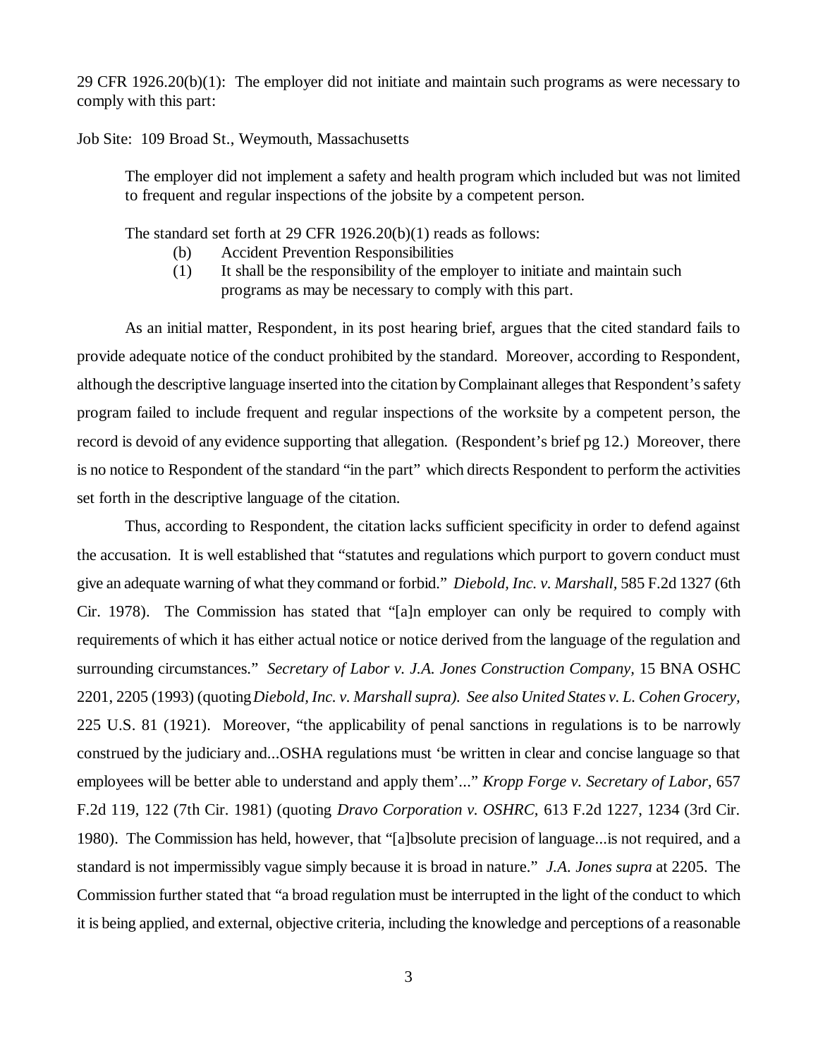29 CFR 1926.20(b)(1): The employer did not initiate and maintain such programs as were necessary to comply with this part:

Job Site: 109 Broad St., Weymouth, Massachusetts

> The employer did not implement a safety and health program which included but was not limited to frequent and regular inspections of the jobsite by a competent person.
>
> The standard set forth at 29 CFR 1926.20(b)(1) reads as follows:
>
> (b) Accident Prevention Responsibilities
>
> (1) It shall be the responsibility of the employer to initiate and maintain such programs as may be necessary to comply with this part.

As an initial matter, Respondent, in its post hearing brief, argues that the cited standard fails to provide adequate notice of the conduct prohibited by the standard. Moreover, according to Respondent, although the descriptive language inserted into the citation by Complainant alleges that Respondent's safety program failed to include frequent and regular inspections of the worksite by a competent person, the record is devoid of any evidence supporting that allegation. (Respondent's brief pg 12.) Moreover, there is no notice to Respondent of the standard "in the part" which directs Respondent to perform the activities set forth in the descriptive language of the citation.

Thus, according to Respondent, the citation lacks sufficient specificity in order to defend against the accusation. It is well established that "statutes and regulations which purport to govern conduct must give an adequate warning of what they command or forbid." *Diebold, Inc. v. Marshall,* 585 F.2d 1327 (6th Cir. 1978). The Commission has stated that "[a]n employer can only be required to comply with requirements of which it has either actual notice or notice derived from the language of the regulation and surrounding circumstances." *Secretary of Labor v. J.A. Jones Construction Company,* 15 BNA OSHC 2201, 2205 (1993) (quoting *Diebold, Inc. v. Marshall supra). See also United States v. L. Cohen Grocery,* 225 U.S. 81 (1921). Moreover, "the applicability of penal sanctions in regulations is to be narrowly construed by the judiciary and...OSHA regulations must 'be written in clear and concise language so that employees will be better able to understand and apply them'..." *Kropp Forge v. Secretary of Labor,* 657 F.2d 119, 122 (7th Cir. 1981) (quoting *Dravo Corporation v. OSHRC,* 613 F.2d 1227, 1234 (3rd Cir. 1980). The Commission has held, however, that "[a]bsolute precision of language...is not required, and a standard is not impermissibly vague simply because it is broad in nature." *J.A. Jones supra* at 2205. The Commission further stated that "a broad regulation must be interrupted in the light of the conduct to which it is being applied, and external, objective criteria, including the knowledge and perceptions of a reasonable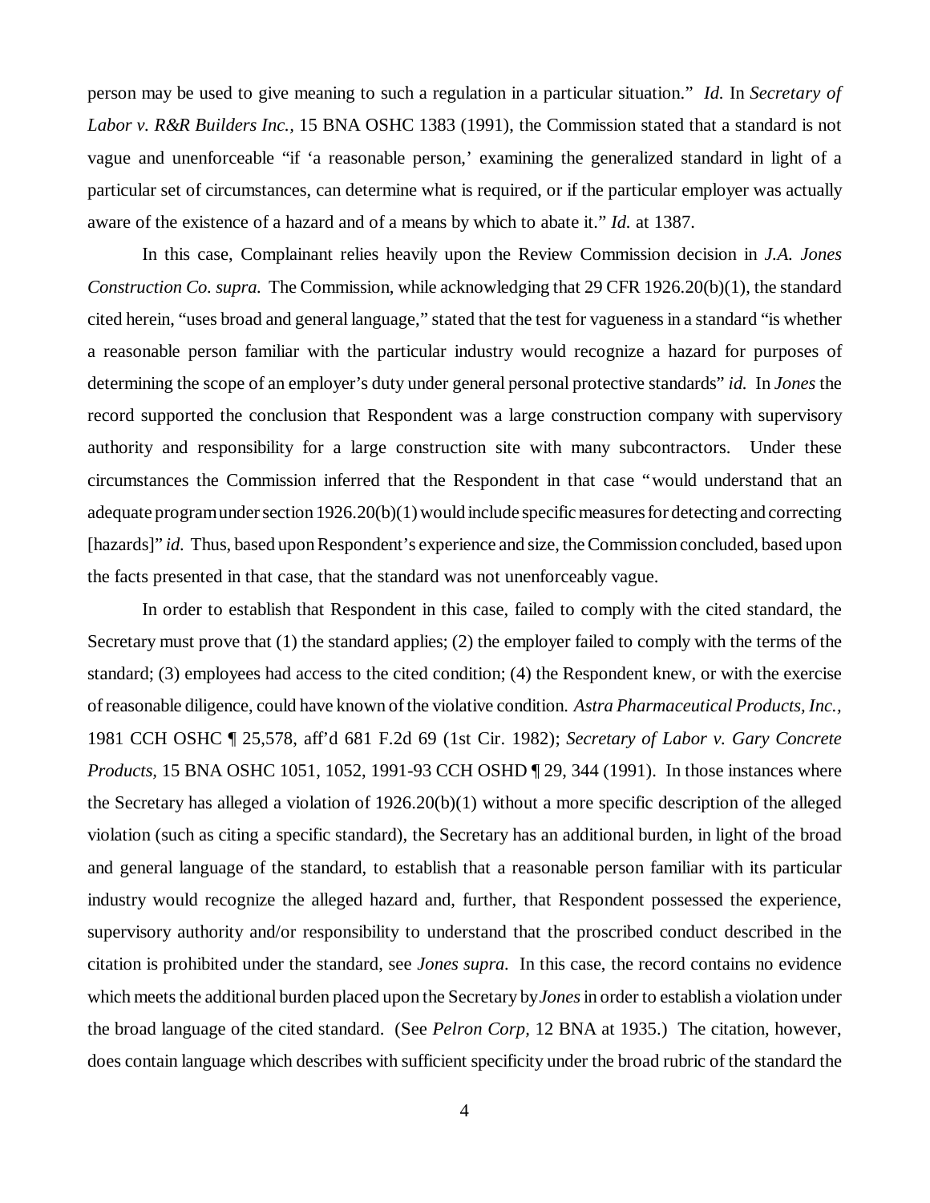person may be used to give meaning to such a regulation in a particular situation." *Id.* In *Secretary of Labor v. R&R Builders Inc.,* 15 BNA OSHC 1383 (1991), the Commission stated that a standard is not vague and unenforceable "if 'a reasonable person,' examining the generalized standard in light of a particular set of circumstances, can determine what is required, or if the particular employer was actually aware of the existence of a hazard and of a means by which to abate it." *Id.* at 1387.

In this case, Complainant relies heavily upon the Review Commission decision in *J.A. Jones Construction Co. supra.* The Commission, while acknowledging that 29 CFR 1926.20(b)(1), the standard cited herein, "uses broad and general language," stated that the test for vagueness in a standard "is whether a reasonable person familiar with the particular industry would recognize a hazard for purposes of determining the scope of an employer's duty under general personal protective standards" *id.* In *Jones* the record supported the conclusion that Respondent was a large construction company with supervisory authority and responsibility for a large construction site with many subcontractors. Under these circumstances the Commission inferred that the Respondent in that case "would understand that an adequate program under section 1926.20(b)(1) would include specific measures for detecting and correcting [hazards]" *id.* Thus, based upon Respondent's experience and size, the Commission concluded, based upon the facts presented in that case, that the standard was not unenforceably vague.

In order to establish that Respondent in this case, failed to comply with the cited standard, the Secretary must prove that (1) the standard applies; (2) the employer failed to comply with the terms of the standard; (3) employees had access to the cited condition; (4) the Respondent knew, or with the exercise of reasonable diligence, could have known of the violative condition. *Astra Pharmaceutical Products, Inc.,* 1981 CCH OSHC ¶ 25,578, aff'd 681 F.2d 69 (1st Cir. 1982); *Secretary of Labor v. Gary Concrete Products*, 15 BNA OSHC 1051, 1052, 1991-93 CCH OSHD ¶ 29, 344 (1991). In those instances where the Secretary has alleged a violation of 1926.20(b)(1) without a more specific description of the alleged violation (such as citing a specific standard), the Secretary has an additional burden, in light of the broad and general language of the standard, to establish that a reasonable person familiar with its particular industry would recognize the alleged hazard and, further, that Respondent possessed the experience, supervisory authority and/or responsibility to understand that the proscribed conduct described in the citation is prohibited under the standard, see *Jones supra.* In this case, the record contains no evidence which meets the additional burden placed upon the Secretary by *Jones* in order to establish a violation under the broad language of the cited standard. (See *Pelron Corp,* 12 BNA at 1935.) The citation, however, does contain language which describes with sufficient specificity under the broad rubric of the standard the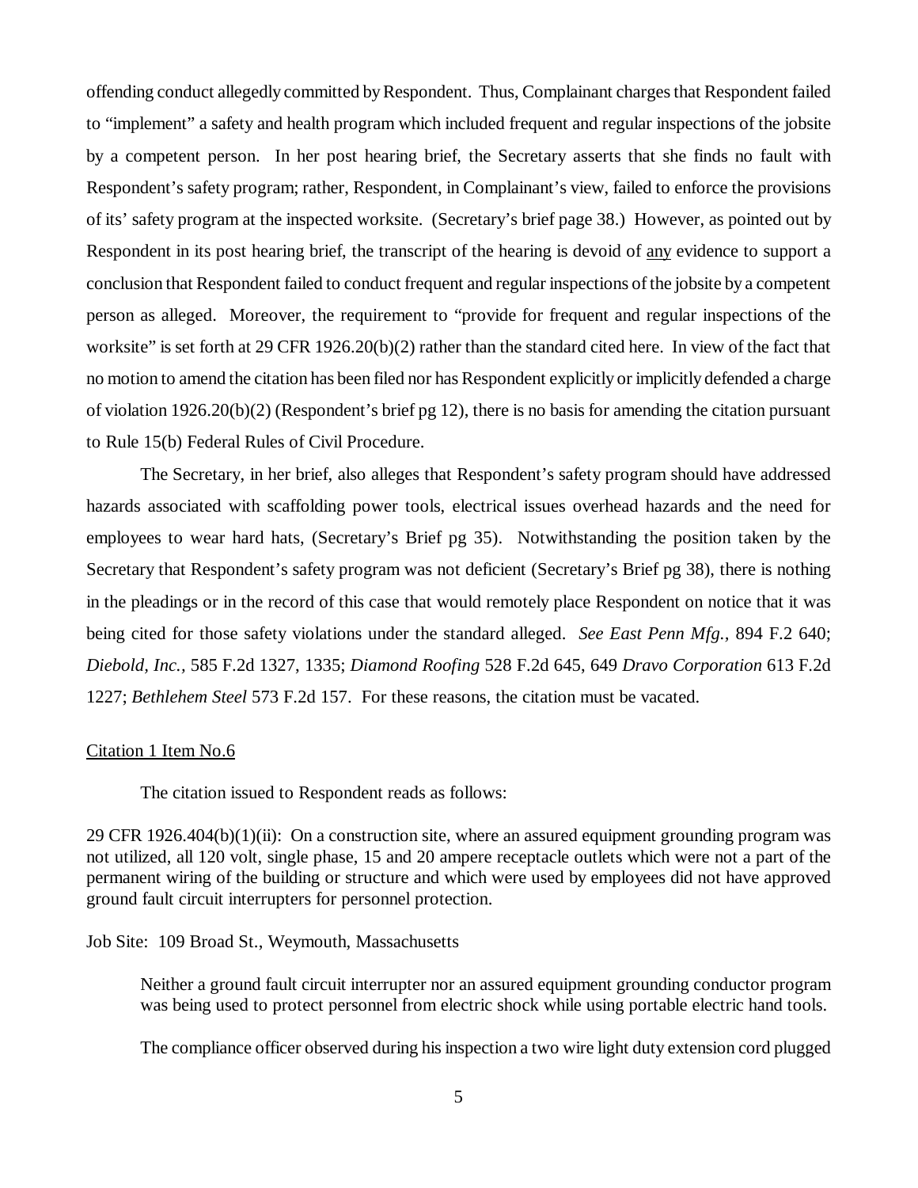offending conduct allegedly committed by Respondent. Thus, Complainant charges that Respondent failed to "implement" a safety and health program which included frequent and regular inspections of the jobsite by a competent person. In her post hearing brief, the Secretary asserts that she finds no fault with Respondent's safety program; rather, Respondent, in Complainant's view, failed to enforce the provisions of its' safety program at the inspected worksite. (Secretary's brief page 38.) However, as pointed out by Respondent in its post hearing brief, the transcript of the hearing is devoid of any evidence to support a conclusion that Respondent failed to conduct frequent and regular inspections of the jobsite by a competent person as alleged. Moreover, the requirement to "provide for frequent and regular inspections of the worksite" is set forth at 29 CFR 1926.20(b)(2) rather than the standard cited here. In view of the fact that no motion to amend the citation has been filed nor has Respondent explicitly or implicitly defended a charge of violation 1926.20(b)(2) (Respondent's brief pg 12), there is no basis for amending the citation pursuant to Rule 15(b) Federal Rules of Civil Procedure.

The Secretary, in her brief, also alleges that Respondent's safety program should have addressed hazards associated with scaffolding power tools, electrical issues overhead hazards and the need for employees to wear hard hats, (Secretary's Brief pg 35). Notwithstanding the position taken by the Secretary that Respondent's safety program was not deficient (Secretary's Brief pg 38), there is nothing in the pleadings or in the record of this case that would remotely place Respondent on notice that it was being cited for those safety violations under the standard alleged. *See East Penn Mfg.*, 894 F.2 640; *Diebold, Inc.*, 585 F.2d 1327, 1335; *Diamond Roofing* 528 F.2d 645, 649 *Dravo Corporation* 613 F.2d 1227; *Bethlehem Steel* 573 F.2d 157. For these reasons, the citation must be vacated.

Citation 1 Item No.6

The citation issued to Respondent reads as follows:

29 CFR 1926.404(b)(1)(ii): On a construction site, where an assured equipment grounding program was not utilized, all 120 volt, single phase, 15 and 20 ampere receptacle outlets which were not a part of the permanent wiring of the building or structure and which were used by employees did not have approved ground fault circuit interrupters for personnel protection.

Job Site: 109 Broad St., Weymouth, Massachusetts

> Neither a ground fault circuit interrupter nor an assured equipment grounding conductor program was being used to protect personnel from electric shock while using portable electric hand tools.
>
> The compliance officer observed during his inspection a two wire light duty extension cord plugged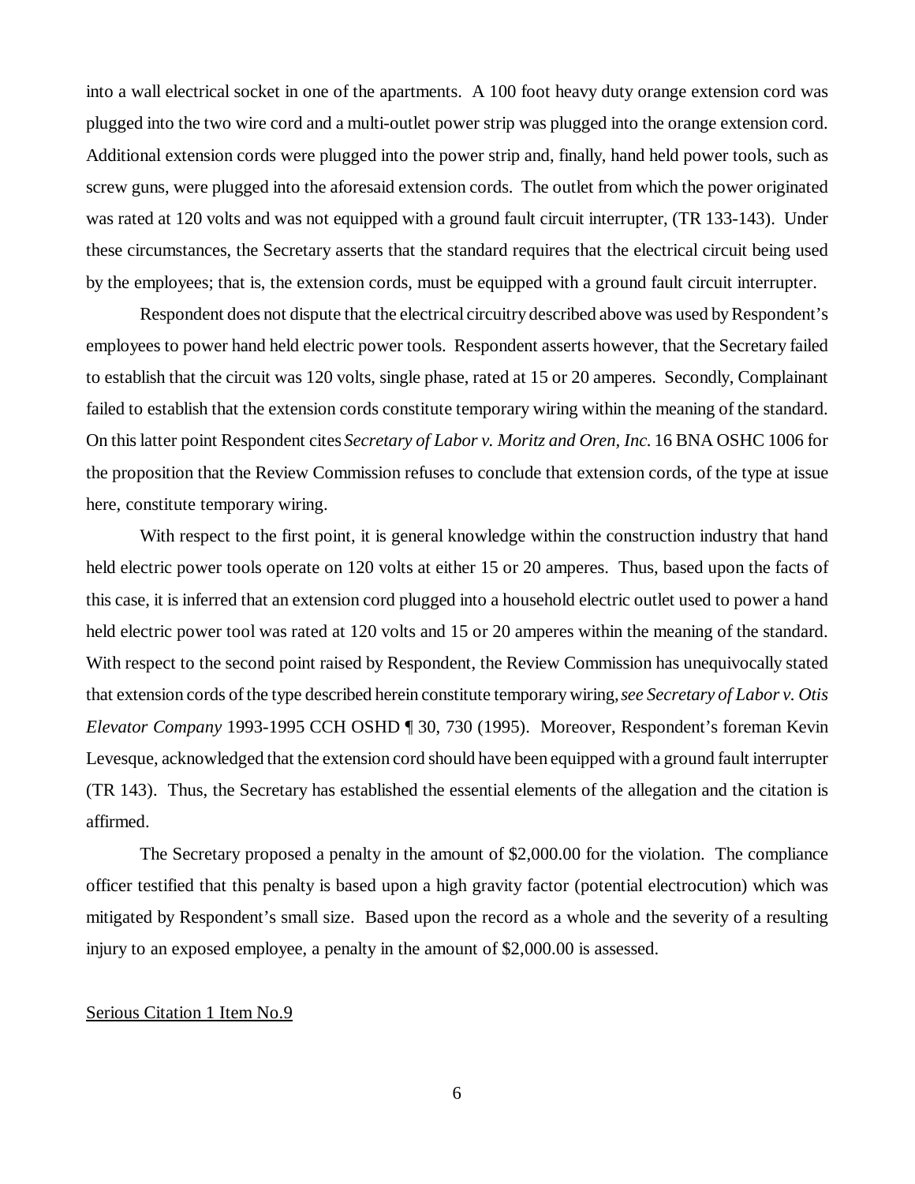into a wall electrical socket in one of the apartments. A 100 foot heavy duty orange extension cord was plugged into the two wire cord and a multi-outlet power strip was plugged into the orange extension cord. Additional extension cords were plugged into the power strip and, finally, hand held power tools, such as screw guns, were plugged into the aforesaid extension cords. The outlet from which the power originated was rated at 120 volts and was not equipped with a ground fault circuit interrupter, (TR 133-143). Under these circumstances, the Secretary asserts that the standard requires that the electrical circuit being used by the employees; that is, the extension cords, must be equipped with a ground fault circuit interrupter.

Respondent does not dispute that the electrical circuitry described above was used by Respondent's employees to power hand held electric power tools. Respondent asserts however, that the Secretary failed to establish that the circuit was 120 volts, single phase, rated at 15 or 20 amperes. Secondly, Complainant failed to establish that the extension cords constitute temporary wiring within the meaning of the standard. On this latter point Respondent cites *Secretary of Labor v. Moritz and Oren, Inc.* 16 BNA OSHC 1006 for the proposition that the Review Commission refuses to conclude that extension cords, of the type at issue here, constitute temporary wiring.

With respect to the first point, it is general knowledge within the construction industry that hand held electric power tools operate on 120 volts at either 15 or 20 amperes. Thus, based upon the facts of this case, it is inferred that an extension cord plugged into a household electric outlet used to power a hand held electric power tool was rated at 120 volts and 15 or 20 amperes within the meaning of the standard. With respect to the second point raised by Respondent, the Review Commission has unequivocally stated that extension cords of the type described herein constitute temporary wiring, *see Secretary of Labor v. Otis Elevator Company* 1993-1995 CCH OSHD ¶ 30, 730 (1995). Moreover, Respondent's foreman Kevin Levesque, acknowledged that the extension cord should have been equipped with a ground fault interrupter (TR 143). Thus, the Secretary has established the essential elements of the allegation and the citation is affirmed.

The Secretary proposed a penalty in the amount of $2,000.00 for the violation. The compliance officer testified that this penalty is based upon a high gravity factor (potential electrocution) which was mitigated by Respondent's small size. Based upon the record as a whole and the severity of a resulting injury to an exposed employee, a penalty in the amount of $2,000.00 is assessed.

Serious Citation 1 Item No.9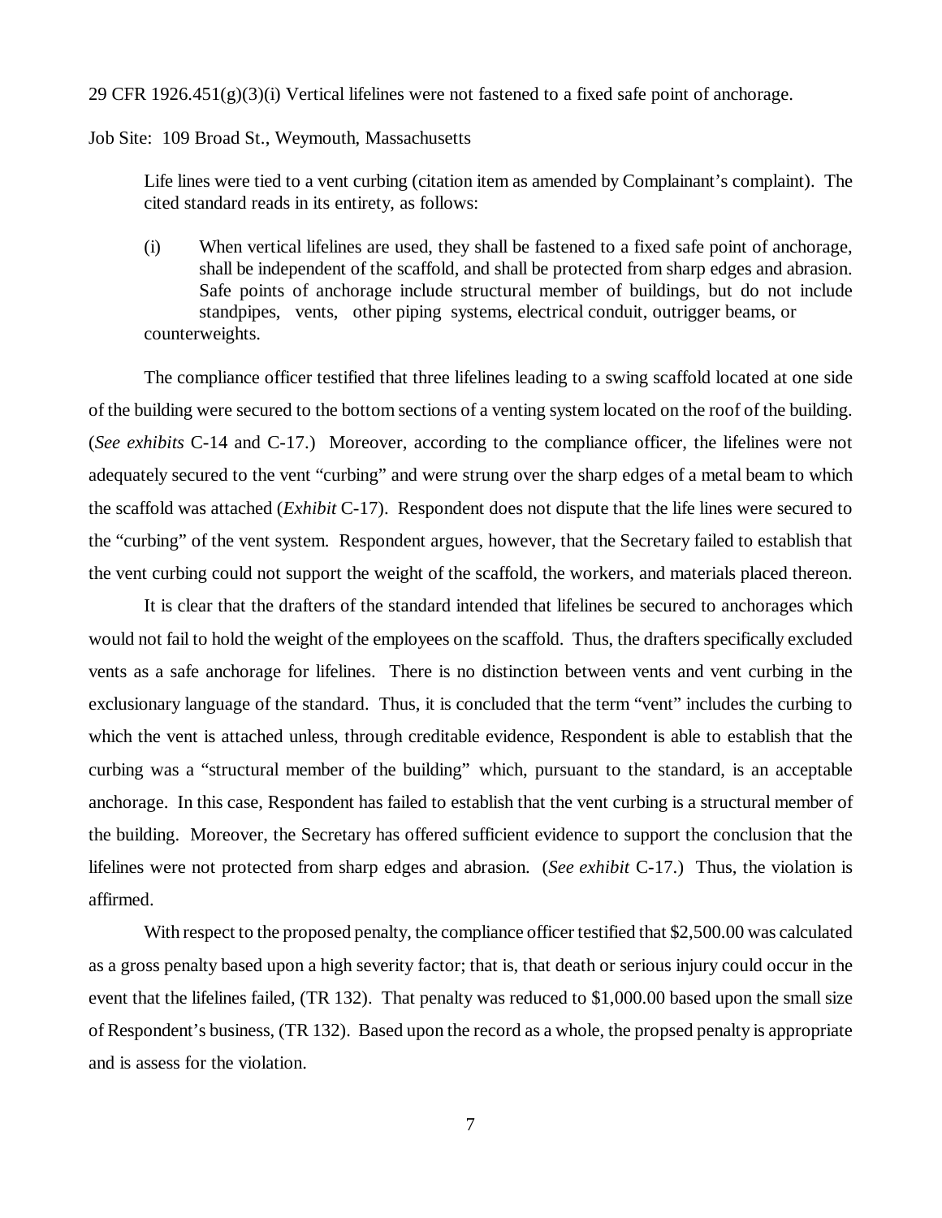29 CFR 1926.451(g)(3)(i) Vertical lifelines were not fastened to a fixed safe point of anchorage.

Job Site: 109 Broad St., Weymouth, Massachusetts

> Life lines were tied to a vent curbing (citation item as amended by Complainant's complaint). The cited standard reads in its entirety, as follows:
>
> (i) When vertical lifelines are used, they shall be fastened to a fixed safe point of anchorage, shall be independent of the scaffold, and shall be protected from sharp edges and abrasion. Safe points of anchorage include structural member of buildings, but do not include standpipes, vents, other piping systems, electrical conduit, outrigger beams, or counterweights.

The compliance officer testified that three lifelines leading to a swing scaffold located at one side of the building were secured to the bottom sections of a venting system located on the roof of the building. (*See exhibits* C-14 and C-17.) Moreover, according to the compliance officer, the lifelines were not adequately secured to the vent "curbing" and were strung over the sharp edges of a metal beam to which the scaffold was attached (*Exhibit* C-17). Respondent does not dispute that the life lines were secured to the "curbing" of the vent system. Respondent argues, however, that the Secretary failed to establish that the vent curbing could not support the weight of the scaffold, the workers, and materials placed thereon.

It is clear that the drafters of the standard intended that lifelines be secured to anchorages which would not fail to hold the weight of the employees on the scaffold. Thus, the drafters specifically excluded vents as a safe anchorage for lifelines. There is no distinction between vents and vent curbing in the exclusionary language of the standard. Thus, it is concluded that the term "vent" includes the curbing to which the vent is attached unless, through creditable evidence, Respondent is able to establish that the curbing was a "structural member of the building" which, pursuant to the standard, is an acceptable anchorage. In this case, Respondent has failed to establish that the vent curbing is a structural member of the building. Moreover, the Secretary has offered sufficient evidence to support the conclusion that the lifelines were not protected from sharp edges and abrasion. (*See exhibit* C-17.) Thus, the violation is affirmed.

With respect to the proposed penalty, the compliance officer testified that $2,500.00 was calculated as a gross penalty based upon a high severity factor; that is, that death or serious injury could occur in the event that the lifelines failed, (TR 132). That penalty was reduced to $1,000.00 based upon the small size of Respondent's business, (TR 132). Based upon the record as a whole, the propsed penalty is appropriate and is assess for the violation.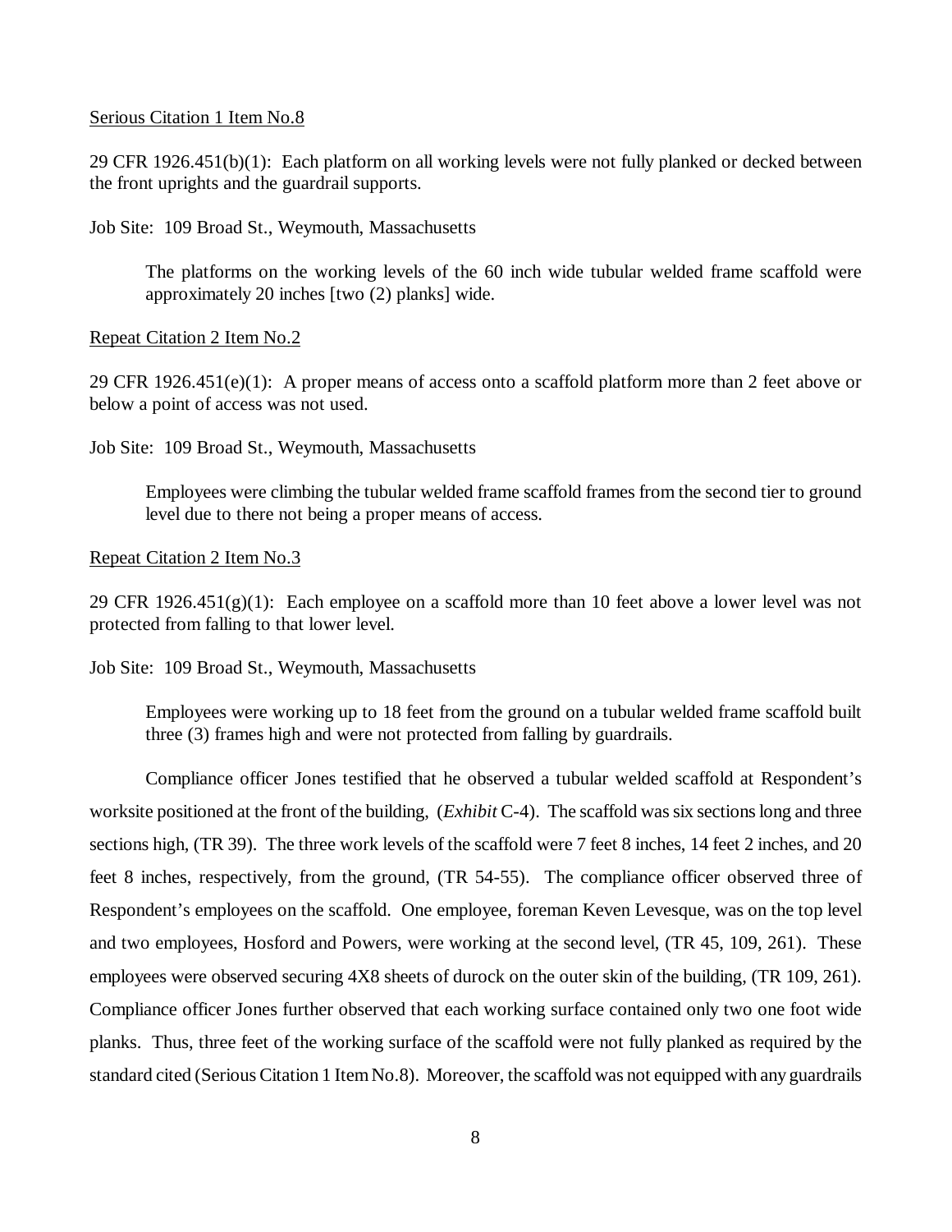Serious Citation 1 Item No.8

29 CFR 1926.451(b)(1): Each platform on all working levels were not fully planked or decked between the front uprights and the guardrail supports.

Job Site: 109 Broad St., Weymouth, Massachusetts

> The platforms on the working levels of the 60 inch wide tubular welded frame scaffold were approximately 20 inches [two (2) planks] wide.

Repeat Citation 2 Item No.2

29 CFR 1926.451(e)(1): A proper means of access onto a scaffold platform more than 2 feet above or below a point of access was not used.

Job Site: 109 Broad St., Weymouth, Massachusetts

> Employees were climbing the tubular welded frame scaffold frames from the second tier to ground level due to there not being a proper means of access.

Repeat Citation 2 Item No.3

29 CFR 1926.451(g)(1): Each employee on a scaffold more than 10 feet above a lower level was not protected from falling to that lower level.

Job Site: 109 Broad St., Weymouth, Massachusetts

> Employees were working up to 18 feet from the ground on a tubular welded frame scaffold built three (3) frames high and were not protected from falling by guardrails.

Compliance officer Jones testified that he observed a tubular welded scaffold at Respondent's worksite positioned at the front of the building, (*Exhibit* C-4). The scaffold was six sections long and three sections high, (TR 39). The three work levels of the scaffold were 7 feet 8 inches, 14 feet 2 inches, and 20 feet 8 inches, respectively, from the ground, (TR 54-55). The compliance officer observed three of Respondent's employees on the scaffold. One employee, foreman Keven Levesque, was on the top level and two employees, Hosford and Powers, were working at the second level, (TR 45, 109, 261). These employees were observed securing 4X8 sheets of durock on the outer skin of the building, (TR 109, 261). Compliance officer Jones further observed that each working surface contained only two one foot wide planks. Thus, three feet of the working surface of the scaffold were not fully planked as required by the standard cited (Serious Citation 1 Item No.8). Moreover, the scaffold was not equipped with any guardrails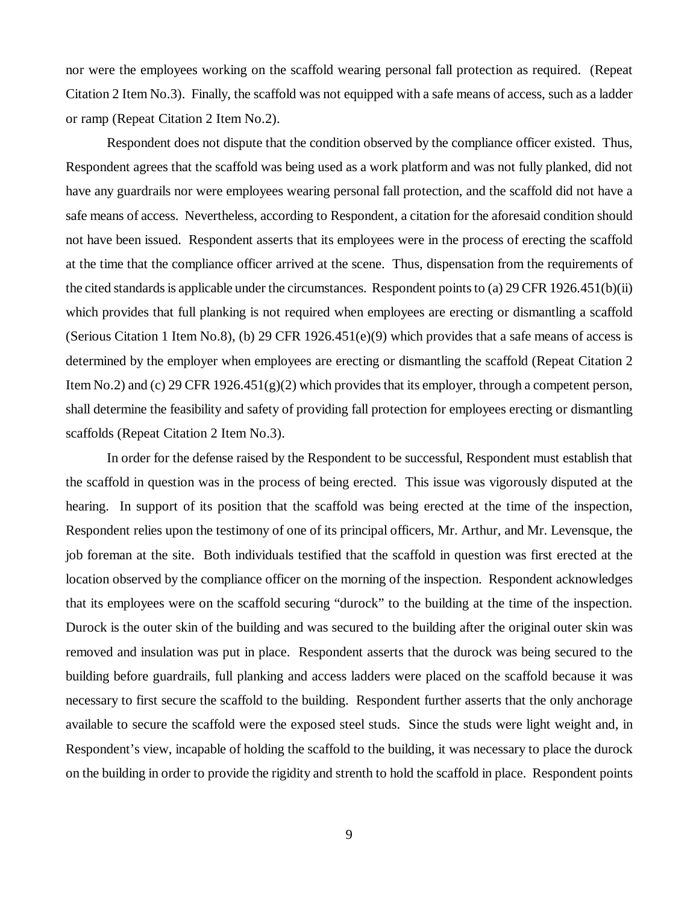nor were the employees working on the scaffold wearing personal fall protection as required. (Repeat Citation 2 Item No.3). Finally, the scaffold was not equipped with a safe means of access, such as a ladder or ramp (Repeat Citation 2 Item No.2).

Respondent does not dispute that the condition observed by the compliance officer existed. Thus, Respondent agrees that the scaffold was being used as a work platform and was not fully planked, did not have any guardrails nor were employees wearing personal fall protection, and the scaffold did not have a safe means of access. Nevertheless, according to Respondent, a citation for the aforesaid condition should not have been issued. Respondent asserts that its employees were in the process of erecting the scaffold at the time that the compliance officer arrived at the scene. Thus, dispensation from the requirements of the cited standards is applicable under the circumstances. Respondent points to (a) 29 CFR 1926.451(b)(ii) which provides that full planking is not required when employees are erecting or dismantling a scaffold (Serious Citation 1 Item No.8), (b) 29 CFR 1926.451(e)(9) which provides that a safe means of access is determined by the employer when employees are erecting or dismantling the scaffold (Repeat Citation 2 Item No.2) and (c) 29 CFR 1926.451(g)(2) which provides that its employer, through a competent person, shall determine the feasibility and safety of providing fall protection for employees erecting or dismantling scaffolds (Repeat Citation 2 Item No.3).

In order for the defense raised by the Respondent to be successful, Respondent must establish that the scaffold in question was in the process of being erected. This issue was vigorously disputed at the hearing. In support of its position that the scaffold was being erected at the time of the inspection, Respondent relies upon the testimony of one of its principal officers, Mr. Arthur, and Mr. Levensque, the job foreman at the site. Both individuals testified that the scaffold in question was first erected at the location observed by the compliance officer on the morning of the inspection. Respondent acknowledges that its employees were on the scaffold securing "durock" to the building at the time of the inspection. Durock is the outer skin of the building and was secured to the building after the original outer skin was removed and insulation was put in place. Respondent asserts that the durock was being secured to the building before guardrails, full planking and access ladders were placed on the scaffold because it was necessary to first secure the scaffold to the building. Respondent further asserts that the only anchorage available to secure the scaffold were the exposed steel studs. Since the studs were light weight and, in Respondent's view, incapable of holding the scaffold to the building, it was necessary to place the durock on the building in order to provide the rigidity and strenth to hold the scaffold in place. Respondent points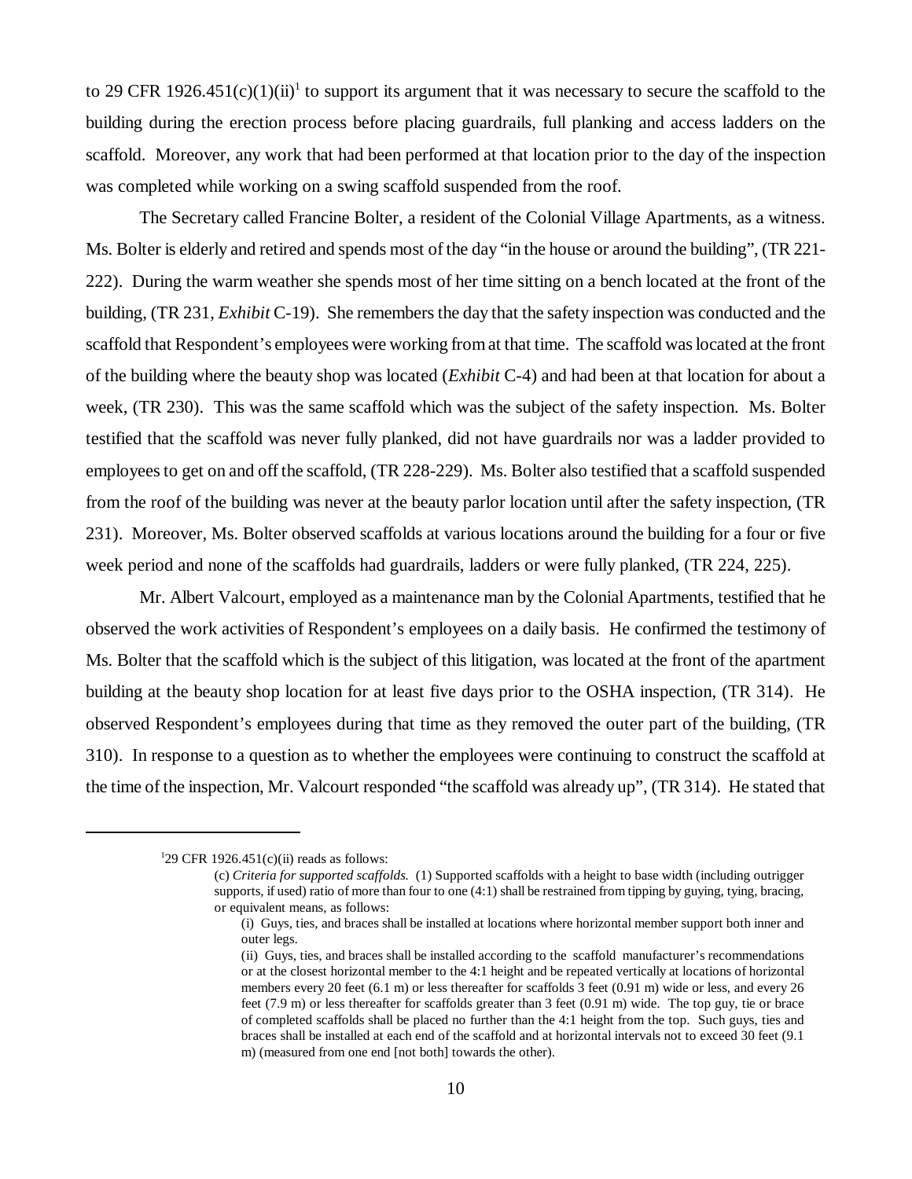to 29 CFR 1926.451(c)(1)(ii)[1] to support its argument that it was necessary to secure the scaffold to the building during the erection process before placing guardrails, full planking and access ladders on the scaffold. Moreover, any work that had been performed at that location prior to the day of the inspection was completed while working on a swing scaffold suspended from the roof.

The Secretary called Francine Bolter, a resident of the Colonial Village Apartments, as a witness. Ms. Bolter is elderly and retired and spends most of the day "in the house or around the building", (TR 221-222). During the warm weather she spends most of her time sitting on a bench located at the front of the building, (TR 231, *Exhibit* C-19). She remembers the day that the safety inspection was conducted and the scaffold that Respondent's employees were working from at that time. The scaffold was located at the front of the building where the beauty shop was located (*Exhibit* C-4) and had been at that location for about a week, (TR 230). This was the same scaffold which was the subject of the safety inspection. Ms. Bolter testified that the scaffold was never fully planked, did not have guardrails nor was a ladder provided to employees to get on and off the scaffold, (TR 228-229). Ms. Bolter also testified that a scaffold suspended from the roof of the building was never at the beauty parlor location until after the safety inspection, (TR 231). Moreover, Ms. Bolter observed scaffolds at various locations around the building for a four or five week period and none of the scaffolds had guardrails, ladders or were fully planked, (TR 224, 225).

Mr. Albert Valcourt, employed as a maintenance man by the Colonial Apartments, testified that he observed the work activities of Respondent's employees on a daily basis. He confirmed the testimony of Ms. Bolter that the scaffold which is the subject of this litigation, was located at the front of the apartment building at the beauty shop location for at least five days prior to the OSHA inspection, (TR 314). He observed Respondent's employees during that time as they removed the outer part of the building, (TR 310). In response to a question as to whether the employees were continuing to construct the scaffold at the time of the inspection, Mr. Valcourt responded "the scaffold was already up", (TR 314). He stated that

---

[1] 29 CFR 1926.451(c)(ii) reads as follows:

> (c) *Criteria for supported scaffolds.* (1) Supported scaffolds with a height to base width (including outrigger supports, if used) ratio of more than four to one (4:1) shall be restrained from tipping by guying, tying, bracing, or equivalent means, as follows:
>
> (i) Guys, ties, and braces shall be installed at locations where horizontal member support both inner and outer legs.
>
> (ii) Guys, ties, and braces shall be installed according to the scaffold manufacturer's recommendations or at the closest horizontal member to the 4:1 height and be repeated vertically at locations of horizontal members every 20 feet (6.1 m) or less thereafter for scaffolds 3 feet (0.91 m) wide or less, and every 26 feet (7.9 m) or less thereafter for scaffolds greater than 3 feet (0.91 m) wide. The top guy, tie or brace of completed scaffolds shall be placed no further than the 4:1 height from the top. Such guys, ties and braces shall be installed at each end of the scaffold and at horizontal intervals not to exceed 30 feet (9.1 m) (measured from one end [not both] towards the other).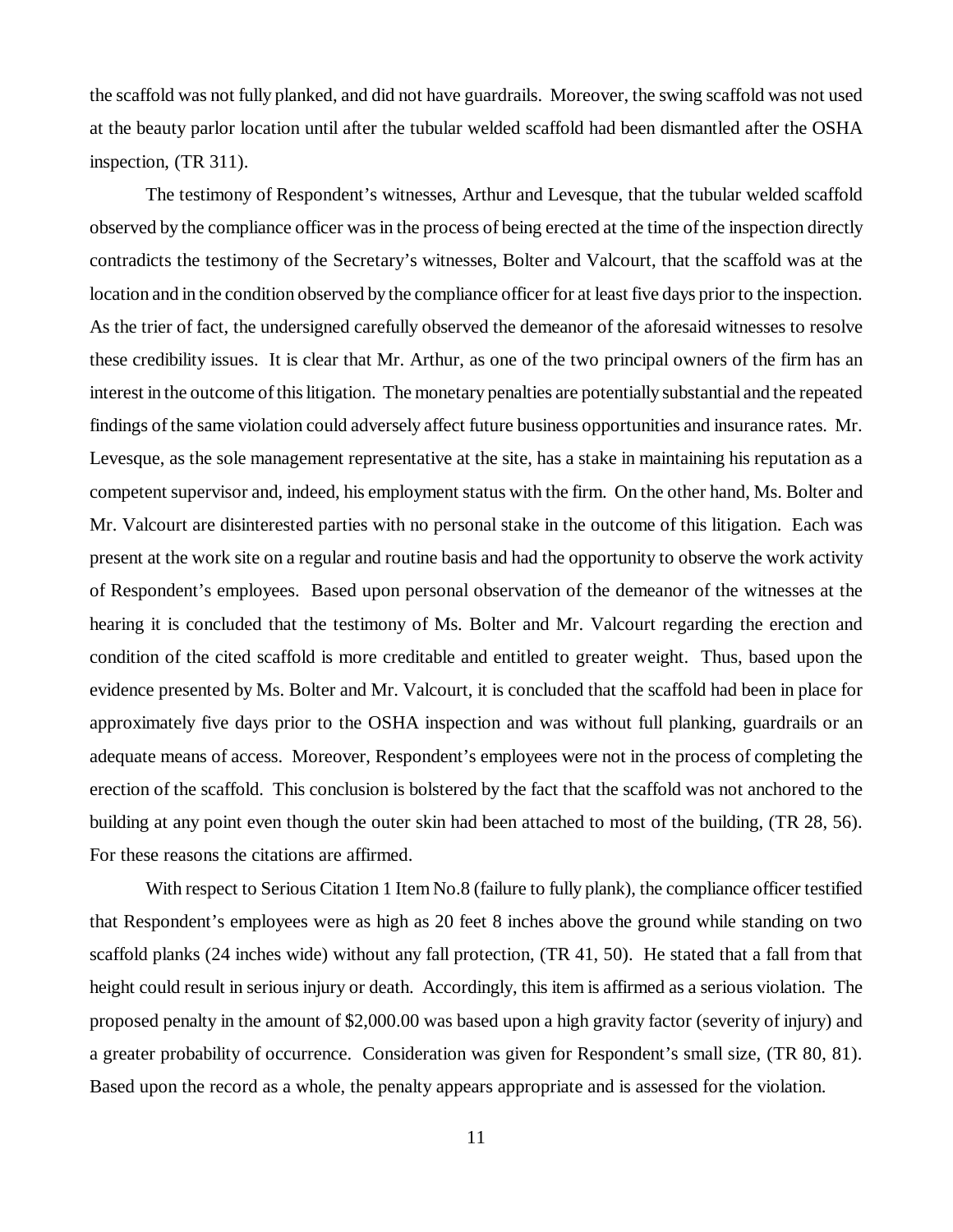the scaffold was not fully planked, and did not have guardrails. Moreover, the swing scaffold was not used at the beauty parlor location until after the tubular welded scaffold had been dismantled after the OSHA inspection, (TR 311).

The testimony of Respondent's witnesses, Arthur and Levesque, that the tubular welded scaffold observed by the compliance officer was in the process of being erected at the time of the inspection directly contradicts the testimony of the Secretary's witnesses, Bolter and Valcourt, that the scaffold was at the location and in the condition observed by the compliance officer for at least five days prior to the inspection. As the trier of fact, the undersigned carefully observed the demeanor of the aforesaid witnesses to resolve these credibility issues. It is clear that Mr. Arthur, as one of the two principal owners of the firm has an interest in the outcome of this litigation. The monetary penalties are potentially substantial and the repeated findings of the same violation could adversely affect future business opportunities and insurance rates. Mr. Levesque, as the sole management representative at the site, has a stake in maintaining his reputation as a competent supervisor and, indeed, his employment status with the firm. On the other hand, Ms. Bolter and Mr. Valcourt are disinterested parties with no personal stake in the outcome of this litigation. Each was present at the work site on a regular and routine basis and had the opportunity to observe the work activity of Respondent's employees. Based upon personal observation of the demeanor of the witnesses at the hearing it is concluded that the testimony of Ms. Bolter and Mr. Valcourt regarding the erection and condition of the cited scaffold is more creditable and entitled to greater weight. Thus, based upon the evidence presented by Ms. Bolter and Mr. Valcourt, it is concluded that the scaffold had been in place for approximately five days prior to the OSHA inspection and was without full planking, guardrails or an adequate means of access. Moreover, Respondent's employees were not in the process of completing the erection of the scaffold. This conclusion is bolstered by the fact that the scaffold was not anchored to the building at any point even though the outer skin had been attached to most of the building, (TR 28, 56). For these reasons the citations are affirmed.

With respect to Serious Citation 1 Item No.8 (failure to fully plank), the compliance officer testified that Respondent's employees were as high as 20 feet 8 inches above the ground while standing on two scaffold planks (24 inches wide) without any fall protection, (TR 41, 50). He stated that a fall from that height could result in serious injury or death. Accordingly, this item is affirmed as a serious violation. The proposed penalty in the amount of $2,000.00 was based upon a high gravity factor (severity of injury) and a greater probability of occurrence. Consideration was given for Respondent's small size, (TR 80, 81). Based upon the record as a whole, the penalty appears appropriate and is assessed for the violation.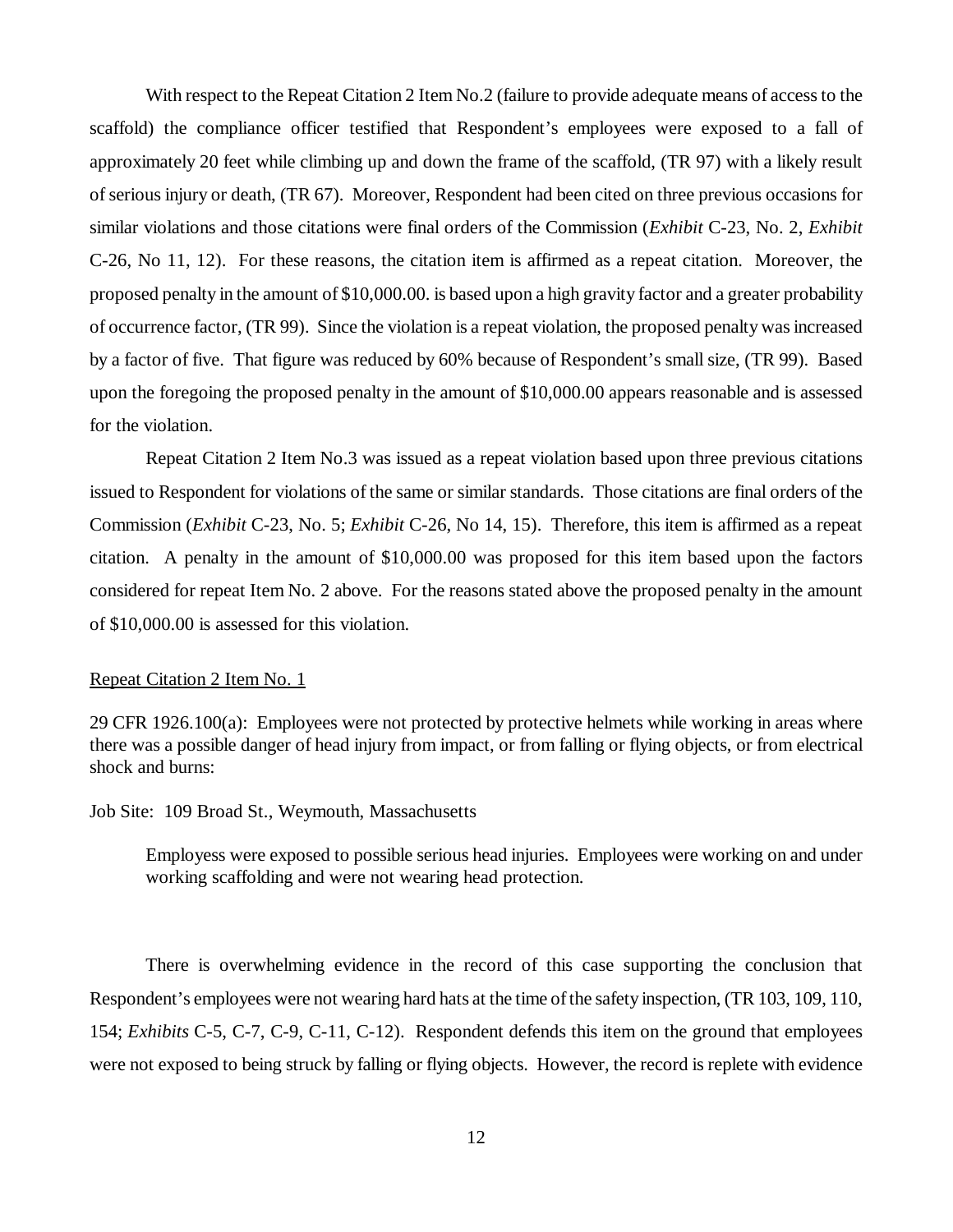With respect to the Repeat Citation 2 Item No.2 (failure to provide adequate means of access to the scaffold) the compliance officer testified that Respondent's employees were exposed to a fall of approximately 20 feet while climbing up and down the frame of the scaffold, (TR 97) with a likely result of serious injury or death, (TR 67). Moreover, Respondent had been cited on three previous occasions for similar violations and those citations were final orders of the Commission (*Exhibit* C-23, No. 2, *Exhibit* C-26, No 11, 12). For these reasons, the citation item is affirmed as a repeat citation. Moreover, the proposed penalty in the amount of $10,000.00. is based upon a high gravity factor and a greater probability of occurrence factor, (TR 99). Since the violation is a repeat violation, the proposed penalty was increased by a factor of five. That figure was reduced by 60% because of Respondent's small size, (TR 99). Based upon the foregoing the proposed penalty in the amount of $10,000.00 appears reasonable and is assessed for the violation.

Repeat Citation 2 Item No.3 was issued as a repeat violation based upon three previous citations issued to Respondent for violations of the same or similar standards. Those citations are final orders of the Commission (*Exhibit* C-23, No. 5; *Exhibit* C-26, No 14, 15). Therefore, this item is affirmed as a repeat citation. A penalty in the amount of $10,000.00 was proposed for this item based upon the factors considered for repeat Item No. 2 above. For the reasons stated above the proposed penalty in the amount of $10,000.00 is assessed for this violation.

<u>Repeat Citation 2 Item No. 1</u>

29 CFR 1926.100(a): Employees were not protected by protective helmets while working in areas where there was a possible danger of head injury from impact, or from falling or flying objects, or from electrical shock and burns:

Job Site: 109 Broad St., Weymouth, Massachusetts

> Employess were exposed to possible serious head injuries. Employees were working on and under working scaffolding and were not wearing head protection.

There is overwhelming evidence in the record of this case supporting the conclusion that Respondent's employees were not wearing hard hats at the time of the safety inspection, (TR 103, 109, 110, 154; *Exhibits* C-5, C-7, C-9, C-11, C-12). Respondent defends this item on the ground that employees were not exposed to being struck by falling or flying objects. However, the record is replete with evidence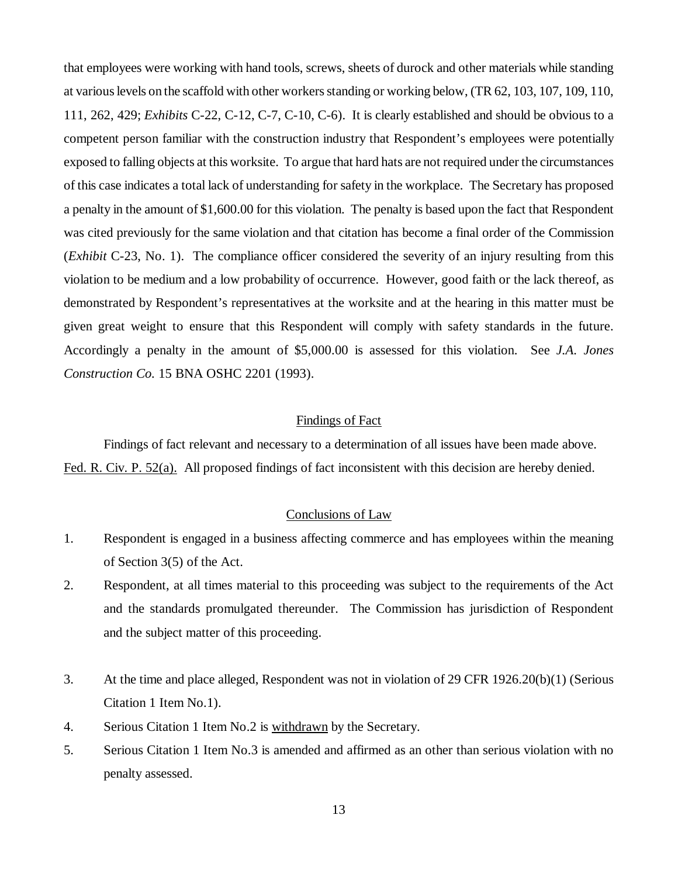that employees were working with hand tools, screws, sheets of durock and other materials while standing at various levels on the scaffold with other workers standing or working below, (TR 62, 103, 107, 109, 110, 111, 262, 429; *Exhibits* C-22, C-12, C-7, C-10, C-6). It is clearly established and should be obvious to a competent person familiar with the construction industry that Respondent's employees were potentially exposed to falling objects at this worksite. To argue that hard hats are not required under the circumstances of this case indicates a total lack of understanding for safety in the workplace. The Secretary has proposed a penalty in the amount of $1,600.00 for this violation. The penalty is based upon the fact that Respondent was cited previously for the same violation and that citation has become a final order of the Commission (*Exhibit* C-23, No. 1). The compliance officer considered the severity of an injury resulting from this violation to be medium and a low probability of occurrence. However, good faith or the lack thereof, as demonstrated by Respondent's representatives at the worksite and at the hearing in this matter must be given great weight to ensure that this Respondent will comply with safety standards in the future. Accordingly a penalty in the amount of $5,000.00 is assessed for this violation. See *J.A. Jones Construction Co.* 15 BNA OSHC 2201 (1993).

## Findings of Fact

Findings of fact relevant and necessary to a determination of all issues have been made above. Fed. R. Civ. P. 52(a). All proposed findings of fact inconsistent with this decision are hereby denied.

## Conclusions of Law

1. Respondent is engaged in a business affecting commerce and has employees within the meaning of Section 3(5) of the Act.
2. Respondent, at all times material to this proceeding was subject to the requirements of the Act and the standards promulgated thereunder. The Commission has jurisdiction of Respondent and the subject matter of this proceeding.
3. At the time and place alleged, Respondent was not in violation of 29 CFR 1926.20(b)(1) (Serious Citation 1 Item No.1).
4. Serious Citation 1 Item No.2 is withdrawn by the Secretary.
5. Serious Citation 1 Item No.3 is amended and affirmed as an other than serious violation with no penalty assessed.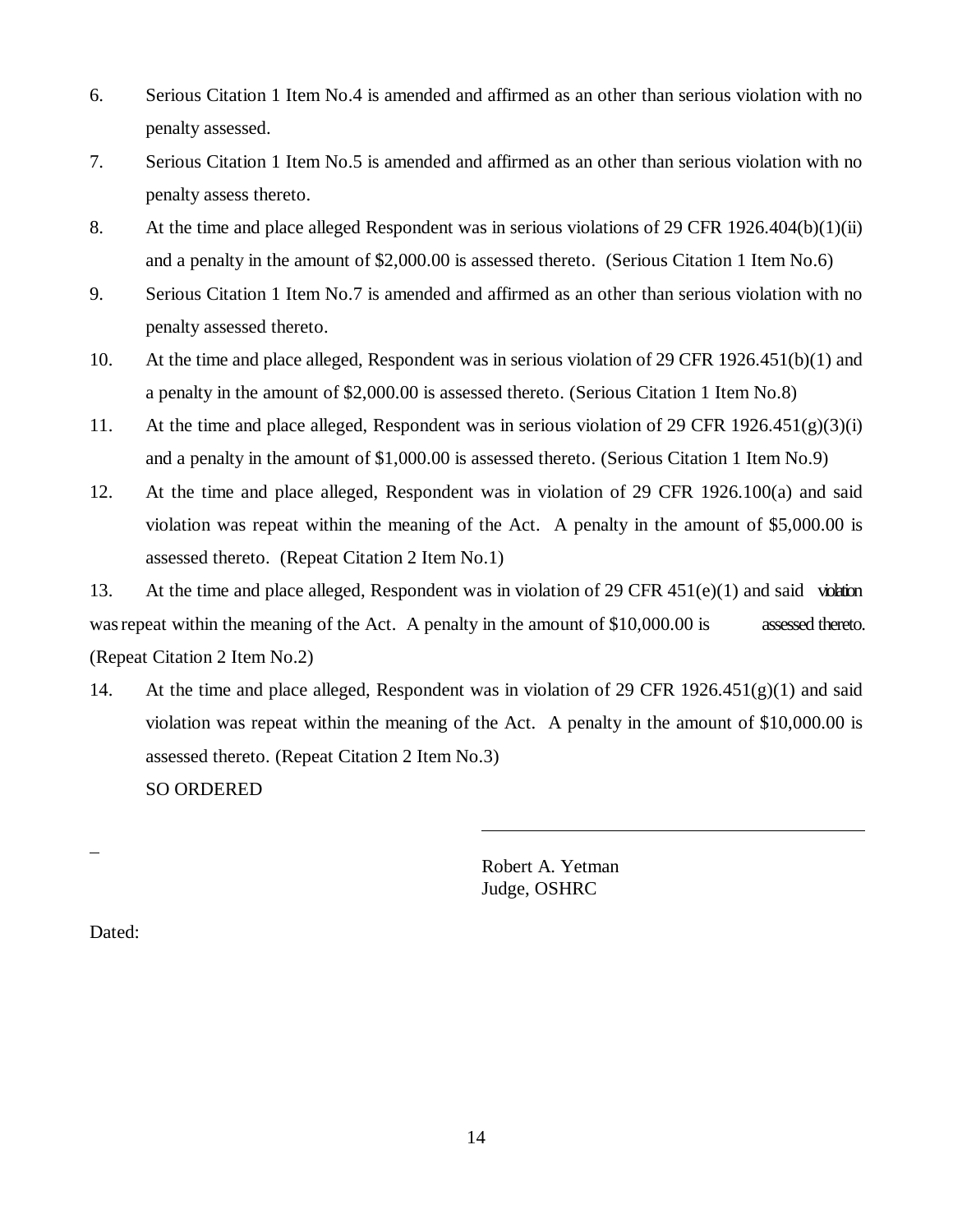6. Serious Citation 1 Item No.4 is amended and affirmed as an other than serious violation with no penalty assessed.

7. Serious Citation 1 Item No.5 is amended and affirmed as an other than serious violation with no penalty assess thereto.

8. At the time and place alleged Respondent was in serious violations of 29 CFR 1926.404(b)(1)(ii) and a penalty in the amount of $2,000.00 is assessed thereto. (Serious Citation 1 Item No.6)

9. Serious Citation 1 Item No.7 is amended and affirmed as an other than serious violation with no penalty assessed thereto.

10. At the time and place alleged, Respondent was in serious violation of 29 CFR 1926.451(b)(1) and a penalty in the amount of $2,000.00 is assessed thereto. (Serious Citation 1 Item No.8)

11. At the time and place alleged, Respondent was in serious violation of 29 CFR 1926.451(g)(3)(i) and a penalty in the amount of $1,000.00 is assessed thereto. (Serious Citation 1 Item No.9)

12. At the time and place alleged, Respondent was in violation of 29 CFR 1926.100(a) and said violation was repeat within the meaning of the Act. A penalty in the amount of $5,000.00 is assessed thereto. (Repeat Citation 2 Item No.1)

13. At the time and place alleged, Respondent was in violation of 29 CFR 451(e)(1) and said violation was repeat within the meaning of the Act. A penalty in the amount of $10,000.00 is assessed thereto. (Repeat Citation 2 Item No.2)

14. At the time and place alleged, Respondent was in violation of 29 CFR 1926.451(g)(1) and said violation was repeat within the meaning of the Act. A penalty in the amount of $10,000.00 is assessed thereto. (Repeat Citation 2 Item No.3)

SO ORDERED

Robert A. Yetman
Judge, OSHRC

Dated: